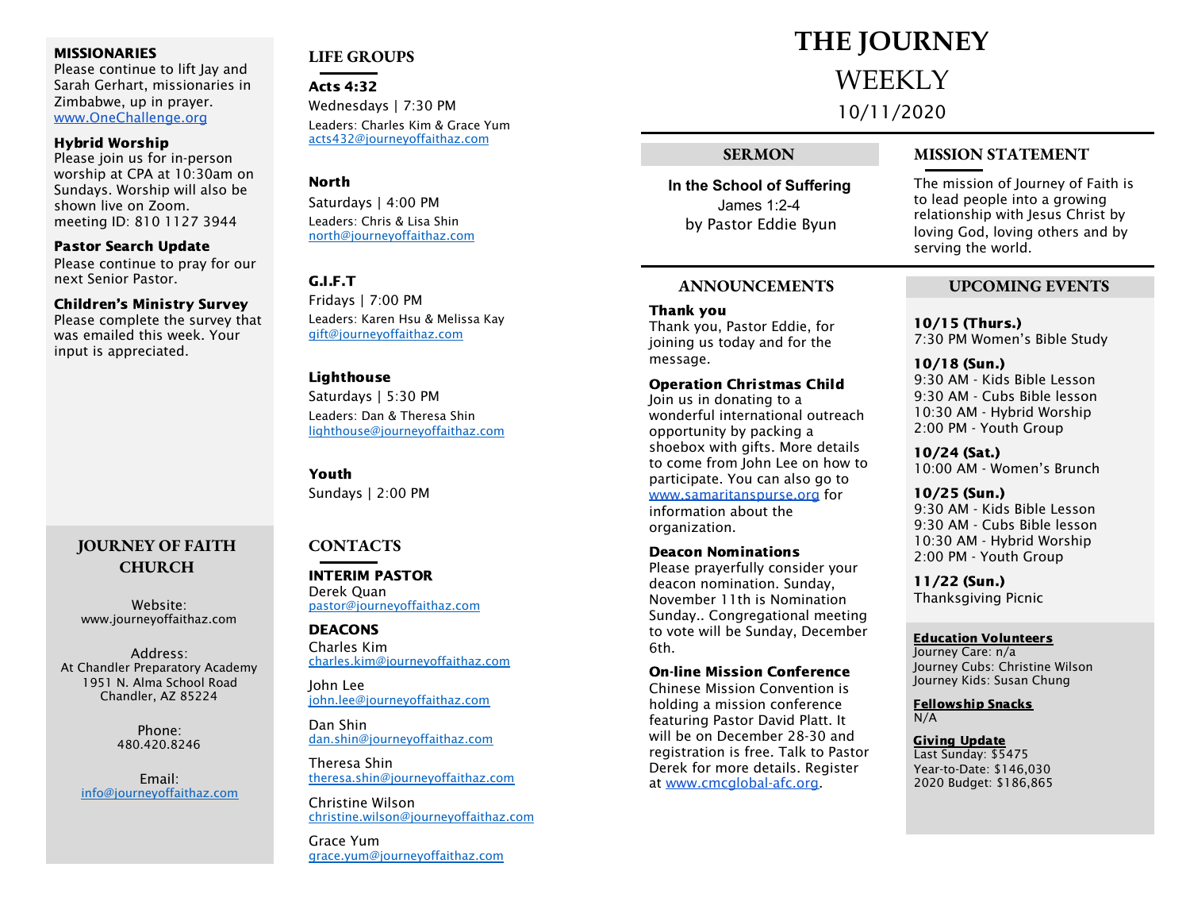# THE JOURNEY

## WEEKLY

10/11/2020

## SERMON

**In the School of Suffering**
James 1:2-4
by Pastor Eddie Byun

## MISSION STATEMENT

The mission of Journey of Faith is to lead people into a growing relationship with Jesus Christ by loving God, loving others and by serving the world.

## ANNOUNCEMENTS

**Thank you**
Thank you, Pastor Eddie, for joining us today and for the message.

**Operation Christmas Child**
Join us in donating to a wonderful international outreach opportunity by packing a shoebox with gifts. More details to come from John Lee on how to participate. You can also go to www.samaritanspurse.org for information about the organization.

**Deacon Nominations**
Please prayerfully consider your deacon nomination. Sunday, November 11th is Nomination Sunday.. Congregational meeting to vote will be Sunday, December 6th.

**On-line Mission Conference**
Chinese Mission Convention is holding a mission conference featuring Pastor David Platt. It will be on December 28-30 and registration is free. Talk to Pastor Derek for more details. Register at www.cmcglobal-afc.org.

## UPCOMING EVENTS

**10/15 (Thurs.)**
7:30 PM Women's Bible Study

**10/18 (Sun.)**
9:30 AM - Kids Bible Lesson
9:30 AM - Cubs Bible lesson
10:30 AM - Hybrid Worship
2:00 PM - Youth Group

**10/24 (Sat.)**
10:00 AM - Women's Brunch

**10/25 (Sun.)**
9:30 AM - Kids Bible Lesson
9:30 AM - Cubs Bible lesson
10:30 AM - Hybrid Worship
2:00 PM - Youth Group

**11/22 (Sun.)**
Thanksgiving Picnic

**Education Volunteers**
Journey Care: n/a
Journey Cubs: Christine Wilson
Journey Kids: Susan Chung

**Fellowship Snacks**
N/A

**Giving Update**
Last Sunday: $5475
Year-to-Date: $146,030
2020 Budget: $186,865

## MISSIONARIES

Please continue to lift Jay and Sarah Gerhart, missionaries in Zimbabwe, up in prayer.
www.OneChallenge.org

**Hybrid Worship**
Please join us for in-person worship at CPA at 10:30am on Sundays. Worship will also be shown live on Zoom.
meeting ID: 810 1127 3944

**Pastor Search Update**
Please continue to pray for our next Senior Pastor.

**Children's Ministry Survey**
Please complete the survey that was emailed this week. Your input is appreciated.

## JOURNEY OF FAITH CHURCH

Website:
www.journeyoffaithaz.com

Address:
At Chandler Preparatory Academy
1951 N. Alma School Road
Chandler, AZ 85224

Phone:
480.420.8246

Email:
info@journeyoffaithaz.com

## LIFE GROUPS

**Acts 4:32**
Wednesdays | 7:30 PM
Leaders: Charles Kim & Grace Yum
acts432@journeyoffaithaz.com

**North**
Saturdays | 4:00 PM
Leaders: Chris & Lisa Shin
north@journeyoffaithaz.com

**G.I.F.T**
Fridays | 7:00 PM
Leaders: Karen Hsu & Melissa Kay
gift@journeyoffaithaz.com

**Lighthouse**
Saturdays | 5:30 PM
Leaders: Dan & Theresa Shin
lighthouse@journeyoffaithaz.com

**Youth**
Sundays | 2:00 PM

## CONTACTS

**INTERIM PASTOR**
Derek Quan
pastor@journeyoffaithaz.com

**DEACONS**
Charles Kim
charles.kim@journeyoffaithaz.com

John Lee
john.lee@journeyoffaithaz.com

Dan Shin
dan.shin@journeyoffaithaz.com

Theresa Shin
theresa.shin@journeyoffaithaz.com

Christine Wilson
christine.wilson@journeyoffaithaz.com

Grace Yum
grace.yum@journeyoffaithaz.com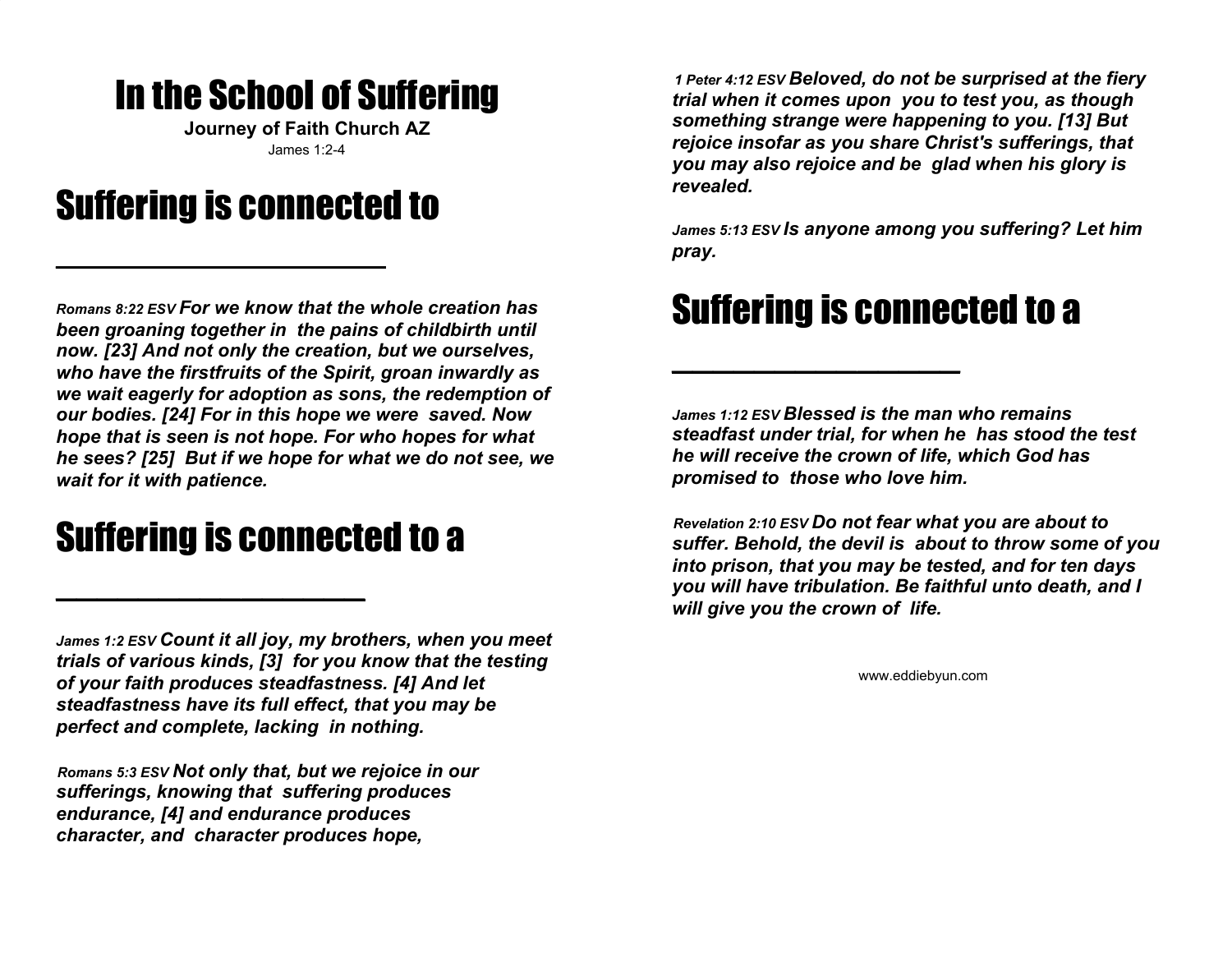# In the School of Suffering

**Journey of Faith Church AZ**

James 1:2-4

## Suffering is connected to

______________________

***Romans 8:22 ESV** For we know that the whole creation has been groaning together in the pains of childbirth until now. [23] And not only the creation, but we ourselves, who have the firstfruits of the Spirit, groan inwardly as we wait eagerly for adoption as sons, the redemption of our bodies. [24] For in this hope we were saved. Now hope that is seen is not hope. For who hopes for what he sees? [25] But if we hope for what we do not see, we wait for it with patience.*

## Suffering is connected to a

____________________

***James 1:2 ESV** Count it all joy, my brothers, when you meet trials of various kinds, [3] for you know that the testing of your faith produces steadfastness. [4] And let steadfastness have its full effect, that you may be perfect and complete, lacking in nothing.*

***Romans 5:3 ESV** Not only that, but we rejoice in our sufferings, knowing that suffering produces endurance, [4] and endurance produces character, and character produces hope,*

***1 Peter 4:12 ESV** Beloved, do not be surprised at the fiery trial when it comes upon you to test you, as though something strange were happening to you. [13] But rejoice insofar as you share Christ's sufferings, that you may also rejoice and be glad when his glory is revealed.*

***James 5:13 ESV** Is anyone among you suffering? Let him pray.*

## Suffering is connected to a

___________________

***James 1:12 ESV** Blessed is the man who remains steadfast under trial, for when he has stood the test he will receive the crown of life, which God has promised to those who love him.*

***Revelation 2:10 ESV** Do not fear what you are about to suffer. Behold, the devil is about to throw some of you into prison, that you may be tested, and for ten days you will have tribulation. Be faithful unto death, and I will give you the crown of life.*

www.eddiebyun.com